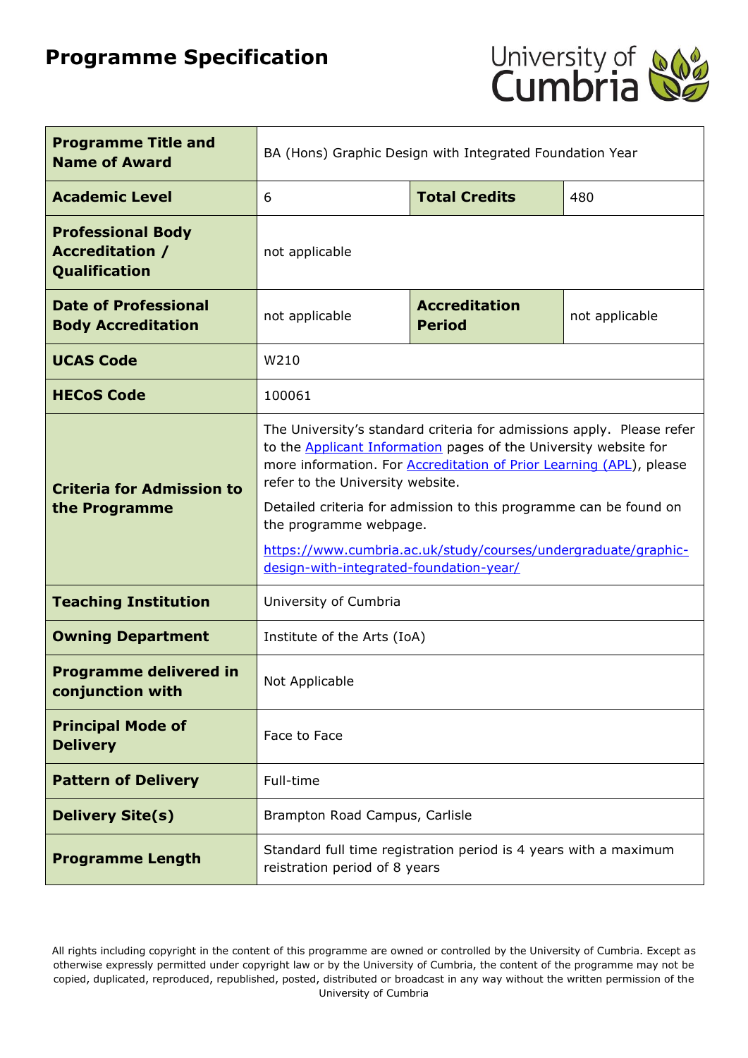# Programme Specification

| Programme Title and Name of Award | BA (Hons) Graphic Design with Integrated Foundation Year | | |
|---|---|---|---|
| **Academic Level** | 6 | **Total Credits** | 480 |
| **Professional Body Accreditation / Qualification** | not applicable | | |
| **Date of Professional Body Accreditation** | not applicable | **Accreditation Period** | not applicable |
| **UCAS Code** | W210 | | |
| **HECoS Code** | 100061 | | |
| **Criteria for Admission to the Programme** | The University's standard criteria for admissions apply. Please refer to the Applicant Information pages of the University website for more information. For Accreditation of Prior Learning (APL), please refer to the University website. Detailed criteria for admission to this programme can be found on the programme webpage. https://www.cumbria.ac.uk/study/courses/undergraduate/graphic-design-with-integrated-foundation-year/ | | |
| **Teaching Institution** | University of Cumbria | | |
| **Owning Department** | Institute of the Arts (IoA) | | |
| **Programme delivered in conjunction with** | Not Applicable | | |
| **Principal Mode of Delivery** | Face to Face | | |
| **Pattern of Delivery** | Full-time | | |
| **Delivery Site(s)** | Brampton Road Campus, Carlisle | | |
| **Programme Length** | Standard full time registration period is 4 years with a maximum reistration period of 8 years | | |

All rights including copyright in the content of this programme are owned or controlled by the University of Cumbria. Except as otherwise expressly permitted under copyright law or by the University of Cumbria, the content of the programme may not be copied, duplicated, reproduced, republished, posted, distributed or broadcast in any way without the written permission of the University of Cumbria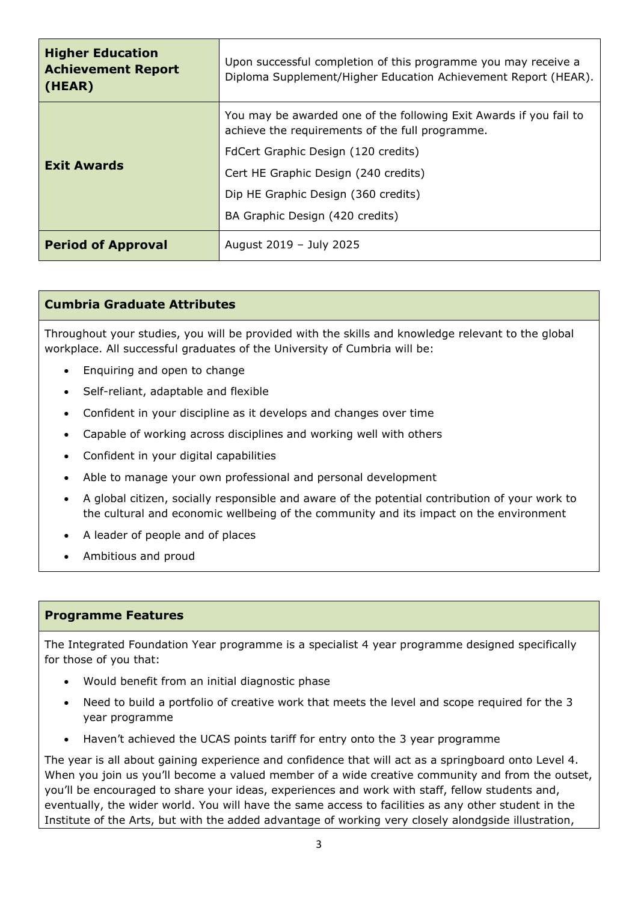| | |
|---|---|
| **Higher Education Achievement Report (HEAR)** | Upon successful completion of this programme you may receive a Diploma Supplement/Higher Education Achievement Report (HEAR). |
| **Exit Awards** | You may be awarded one of the following Exit Awards if you fail to achieve the requirements of the full programme.<br><br>FdCert Graphic Design (120 credits)<br><br>Cert HE Graphic Design (240 credits)<br><br>Dip HE Graphic Design (360 credits)<br><br>BA Graphic Design (420 credits) |
| **Period of Approval** | August 2019 – July 2025 |

## Cumbria Graduate Attributes

Throughout your studies, you will be provided with the skills and knowledge relevant to the global workplace. All successful graduates of the University of Cumbria will be:

- Enquiring and open to change
- Self-reliant, adaptable and flexible
- Confident in your discipline as it develops and changes over time
- Capable of working across disciplines and working well with others
- Confident in your digital capabilities
- Able to manage your own professional and personal development
- A global citizen, socially responsible and aware of the potential contribution of your work to the cultural and economic wellbeing of the community and its impact on the environment
- A leader of people and of places
- Ambitious and proud

## Programme Features

The Integrated Foundation Year programme is a specialist 4 year programme designed specifically for those of you that:

- Would benefit from an initial diagnostic phase
- Need to build a portfolio of creative work that meets the level and scope required for the 3 year programme
- Haven't achieved the UCAS points tariff for entry onto the 3 year programme

The year is all about gaining experience and confidence that will act as a springboard onto Level 4. When you join us you'll become a valued member of a wide creative community and from the outset, you'll be encouraged to share your ideas, experiences and work with staff, fellow students and, eventually, the wider world. You will have the same access to facilities as any other student in the Institute of the Arts, but with the added advantage of working very closely alondgside illustration,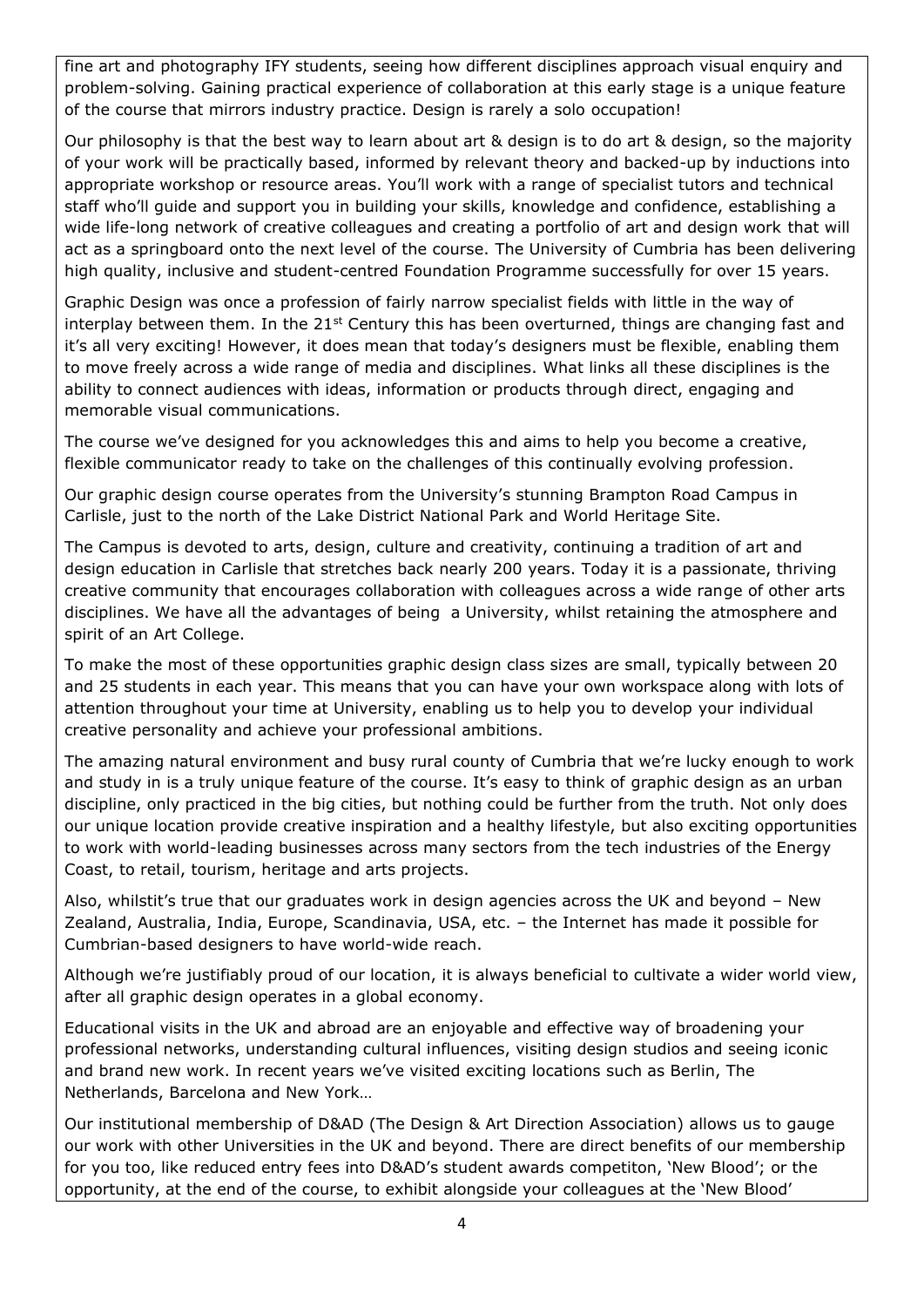fine art and photography IFY students, seeing how different disciplines approach visual enquiry and problem-solving. Gaining practical experience of collaboration at this early stage is a unique feature of the course that mirrors industry practice. Design is rarely a solo occupation!

Our philosophy is that the best way to learn about art & design is to do art & design, so the majority of your work will be practically based, informed by relevant theory and backed-up by inductions into appropriate workshop or resource areas. You'll work with a range of specialist tutors and technical staff who'll guide and support you in building your skills, knowledge and confidence, establishing a wide life-long network of creative colleagues and creating a portfolio of art and design work that will act as a springboard onto the next level of the course. The University of Cumbria has been delivering high quality, inclusive and student-centred Foundation Programme successfully for over 15 years.

Graphic Design was once a profession of fairly narrow specialist fields with little in the way of interplay between them. In the 21st Century this has been overturned, things are changing fast and it's all very exciting! However, it does mean that today's designers must be flexible, enabling them to move freely across a wide range of media and disciplines. What links all these disciplines is the ability to connect audiences with ideas, information or products through direct, engaging and memorable visual communications.

The course we've designed for you acknowledges this and aims to help you become a creative, flexible communicator ready to take on the challenges of this continually evolving profession.

Our graphic design course operates from the University's stunning Brampton Road Campus in Carlisle, just to the north of the Lake District National Park and World Heritage Site.

The Campus is devoted to arts, design, culture and creativity, continuing a tradition of art and design education in Carlisle that stretches back nearly 200 years. Today it is a passionate, thriving creative community that encourages collaboration with colleagues across a wide range of other arts disciplines. We have all the advantages of being a University, whilst retaining the atmosphere and spirit of an Art College.

To make the most of these opportunities graphic design class sizes are small, typically between 20 and 25 students in each year. This means that you can have your own workspace along with lots of attention throughout your time at University, enabling us to help you to develop your individual creative personality and achieve your professional ambitions.

The amazing natural environment and busy rural county of Cumbria that we're lucky enough to work and study in is a truly unique feature of the course. It's easy to think of graphic design as an urban discipline, only practiced in the big cities, but nothing could be further from the truth. Not only does our unique location provide creative inspiration and a healthy lifestyle, but also exciting opportunities to work with world-leading businesses across many sectors from the tech industries of the Energy Coast, to retail, tourism, heritage and arts projects.

Also, whilstit's true that our graduates work in design agencies across the UK and beyond – New Zealand, Australia, India, Europe, Scandinavia, USA, etc. – the Internet has made it possible for Cumbrian-based designers to have world-wide reach.

Although we're justifiably proud of our location, it is always beneficial to cultivate a wider world view, after all graphic design operates in a global economy.

Educational visits in the UK and abroad are an enjoyable and effective way of broadening your professional networks, understanding cultural influences, visiting design studios and seeing iconic and brand new work. In recent years we've visited exciting locations such as Berlin, The Netherlands, Barcelona and New York…

Our institutional membership of D&AD (The Design & Art Direction Association) allows us to gauge our work with other Universities in the UK and beyond. There are direct benefits of our membership for you too, like reduced entry fees into D&AD's student awards competiton, 'New Blood'; or the opportunity, at the end of the course, to exhibit alongside your colleagues at the 'New Blood'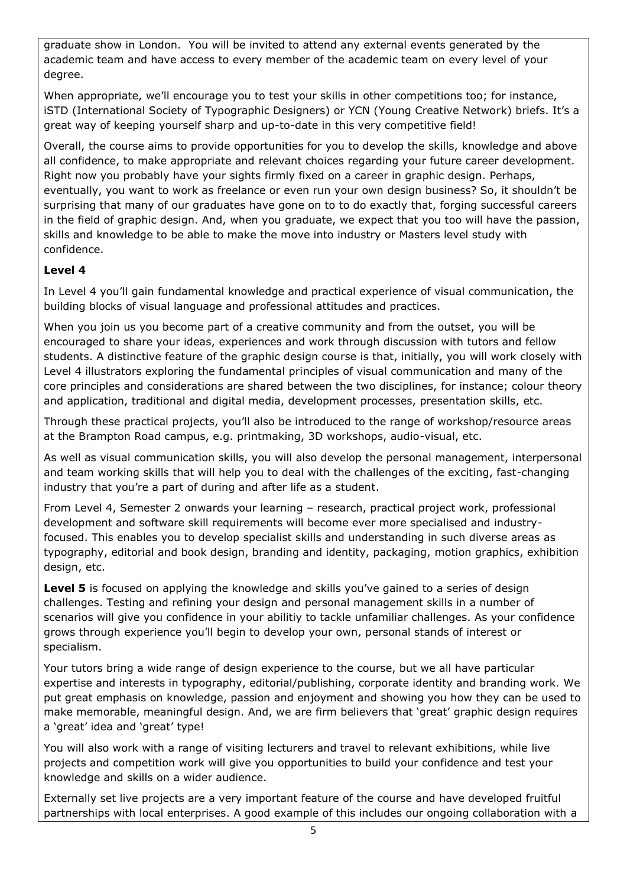graduate show in London. You will be invited to attend any external events generated by the academic team and have access to every member of the academic team on every level of your degree.

When appropriate, we'll encourage you to test your skills in other competitions too; for instance, iSTD (International Society of Typographic Designers) or YCN (Young Creative Network) briefs. It's a great way of keeping yourself sharp and up-to-date in this very competitive field!

Overall, the course aims to provide opportunities for you to develop the skills, knowledge and above all confidence, to make appropriate and relevant choices regarding your future career development. Right now you probably have your sights firmly fixed on a career in graphic design. Perhaps, eventually, you want to work as freelance or even run your own design business? So, it shouldn't be surprising that many of our graduates have gone on to to do exactly that, forging successful careers in the field of graphic design. And, when you graduate, we expect that you too will have the passion, skills and knowledge to be able to make the move into industry or Masters level study with confidence.

**Level 4**

In Level 4 you'll gain fundamental knowledge and practical experience of visual communication, the building blocks of visual language and professional attitudes and practices.

When you join us you become part of a creative community and from the outset, you will be encouraged to share your ideas, experiences and work through discussion with tutors and fellow students. A distinctive feature of the graphic design course is that, initially, you will work closely with Level 4 illustrators exploring the fundamental principles of visual communication and many of the core principles and considerations are shared between the two disciplines, for instance; colour theory and application, traditional and digital media, development processes, presentation skills, etc.

Through these practical projects, you'll also be introduced to the range of workshop/resource areas at the Brampton Road campus, e.g. printmaking, 3D workshops, audio-visual, etc.

As well as visual communication skills, you will also develop the personal management, interpersonal and team working skills that will help you to deal with the challenges of the exciting, fast-changing industry that you're a part of during and after life as a student.

From Level 4, Semester 2 onwards your learning – research, practical project work, professional development and software skill requirements will become ever more specialised and industry-focused. This enables you to develop specialist skills and understanding in such diverse areas as typography, editorial and book design, branding and identity, packaging, motion graphics, exhibition design, etc.

**Level 5** is focused on applying the knowledge and skills you've gained to a series of design challenges. Testing and refining your design and personal management skills in a number of scenarios will give you confidence in your abilitiy to tackle unfamiliar challenges. As your confidence grows through experience you'll begin to develop your own, personal stands of interest or specialism.

Your tutors bring a wide range of design experience to the course, but we all have particular expertise and interests in typography, editorial/publishing, corporate identity and branding work. We put great emphasis on knowledge, passion and enjoyment and showing you how they can be used to make memorable, meaningful design. And, we are firm believers that 'great' graphic design requires a 'great' idea and 'great' type!

You will also work with a range of visiting lecturers and travel to relevant exhibitions, while live projects and competition work will give you opportunities to build your confidence and test your knowledge and skills on a wider audience.

Externally set live projects are a very important feature of the course and have developed fruitful partnerships with local enterprises. A good example of this includes our ongoing collaboration with a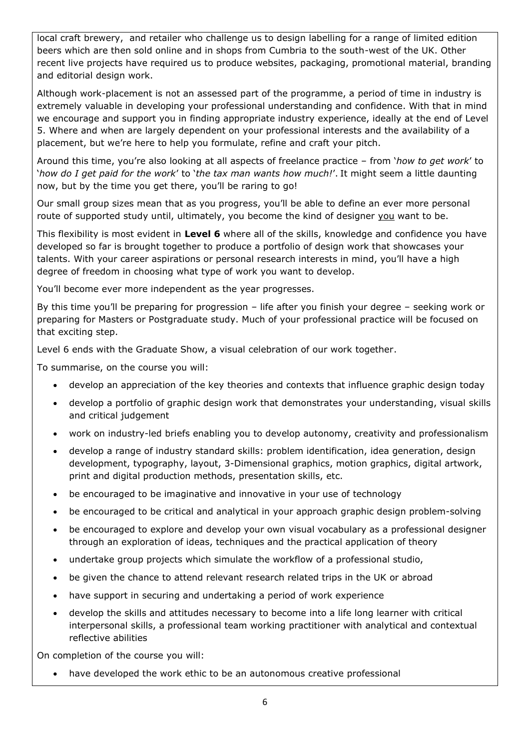local craft brewery,  and retailer who challenge us to design labelling for a range of limited edition beers which are then sold online and in shops from Cumbria to the south-west of the UK. Other recent live projects have required us to produce websites, packaging, promotional material, branding and editorial design work.

Although work-placement is not an assessed part of the programme, a period of time in industry is extremely valuable in developing your professional understanding and confidence. With that in mind we encourage and support you in finding appropriate industry experience, ideally at the end of Level 5. Where and when are largely dependent on your professional interests and the availability of a placement, but we're here to help you formulate, refine and craft your pitch.

Around this time, you're also looking at all aspects of freelance practice – from '*how to get work*' to '*how do I get paid for the work*' to '*the tax man wants how much!*'. It might seem a little daunting now, but by the time you get there, you'll be raring to go!

Our small group sizes mean that as you progress, you'll be able to define an ever more personal route of supported study until, ultimately, you become the kind of designer <u>you</u> want to be.

This flexibility is most evident in **Level 6** where all of the skills, knowledge and confidence you have developed so far is brought together to produce a portfolio of design work that showcases your talents. With your career aspirations or personal research interests in mind, you'll have a high degree of freedom in choosing what type of work you want to develop.

You'll become ever more independent as the year progresses.

By this time you'll be preparing for progression – life after you finish your degree – seeking work or preparing for Masters or Postgraduate study. Much of your professional practice will be focused on that exciting step.

Level 6 ends with the Graduate Show, a visual celebration of our work together.

To summarise, on the course you will:

- develop an appreciation of the key theories and contexts that influence graphic design today
- develop a portfolio of graphic design work that demonstrates your understanding, visual skills and critical judgement
- work on industry-led briefs enabling you to develop autonomy, creativity and professionalism
- develop a range of industry standard skills: problem identification, idea generation, design development, typography, layout, 3-Dimensional graphics, motion graphics, digital artwork, print and digital production methods, presentation skills, etc.
- be encouraged to be imaginative and innovative in your use of technology
- be encouraged to be critical and analytical in your approach graphic design problem-solving
- be encouraged to explore and develop your own visual vocabulary as a professional designer through an exploration of ideas, techniques and the practical application of theory
- undertake group projects which simulate the workflow of a professional studio,
- be given the chance to attend relevant research related trips in the UK or abroad
- have support in securing and undertaking a period of work experience
- develop the skills and attitudes necessary to become into a life long learner with critical interpersonal skills, a professional team working practitioner with analytical and contextual reflective abilities

On completion of the course you will:

- have developed the work ethic to be an autonomous creative professional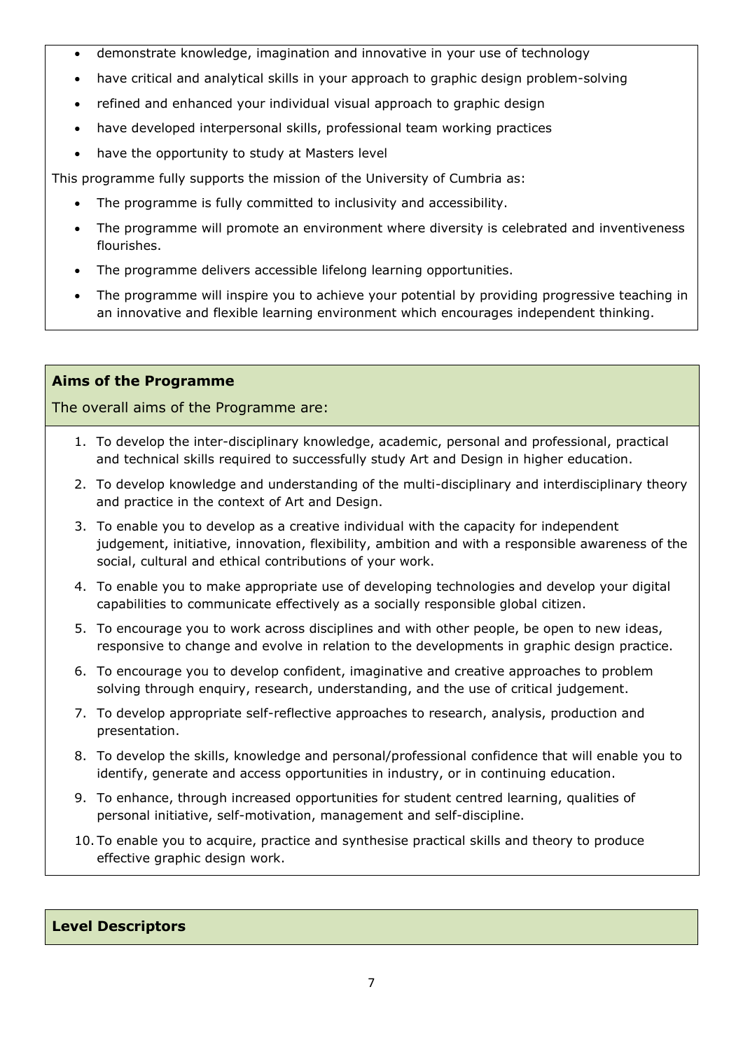- demonstrate knowledge, imagination and innovative in your use of technology
- have critical and analytical skills in your approach to graphic design problem-solving
- refined and enhanced your individual visual approach to graphic design
- have developed interpersonal skills, professional team working practices
- have the opportunity to study at Masters level

This programme fully supports the mission of the University of Cumbria as:

- The programme is fully committed to inclusivity and accessibility.
- The programme will promote an environment where diversity is celebrated and inventiveness flourishes.
- The programme delivers accessible lifelong learning opportunities.
- The programme will inspire you to achieve your potential by providing progressive teaching in an innovative and flexible learning environment which encourages independent thinking.

## Aims of the Programme

The overall aims of the Programme are:

1. To develop the inter-disciplinary knowledge, academic, personal and professional, practical and technical skills required to successfully study Art and Design in higher education.
2. To develop knowledge and understanding of the multi-disciplinary and interdisciplinary theory and practice in the context of Art and Design.
3. To enable you to develop as a creative individual with the capacity for independent judgement, initiative, innovation, flexibility, ambition and with a responsible awareness of the social, cultural and ethical contributions of your work.
4. To enable you to make appropriate use of developing technologies and develop your digital capabilities to communicate effectively as a socially responsible global citizen.
5. To encourage you to work across disciplines and with other people, be open to new ideas, responsive to change and evolve in relation to the developments in graphic design practice.
6. To encourage you to develop confident, imaginative and creative approaches to problem solving through enquiry, research, understanding, and the use of critical judgement.
7. To develop appropriate self-reflective approaches to research, analysis, production and presentation.
8. To develop the skills, knowledge and personal/professional confidence that will enable you to identify, generate and access opportunities in industry, or in continuing education.
9. To enhance, through increased opportunities for student centred learning, qualities of personal initiative, self-motivation, management and self-discipline.
10. To enable you to acquire, practice and synthesise practical skills and theory to produce effective graphic design work.

## Level Descriptors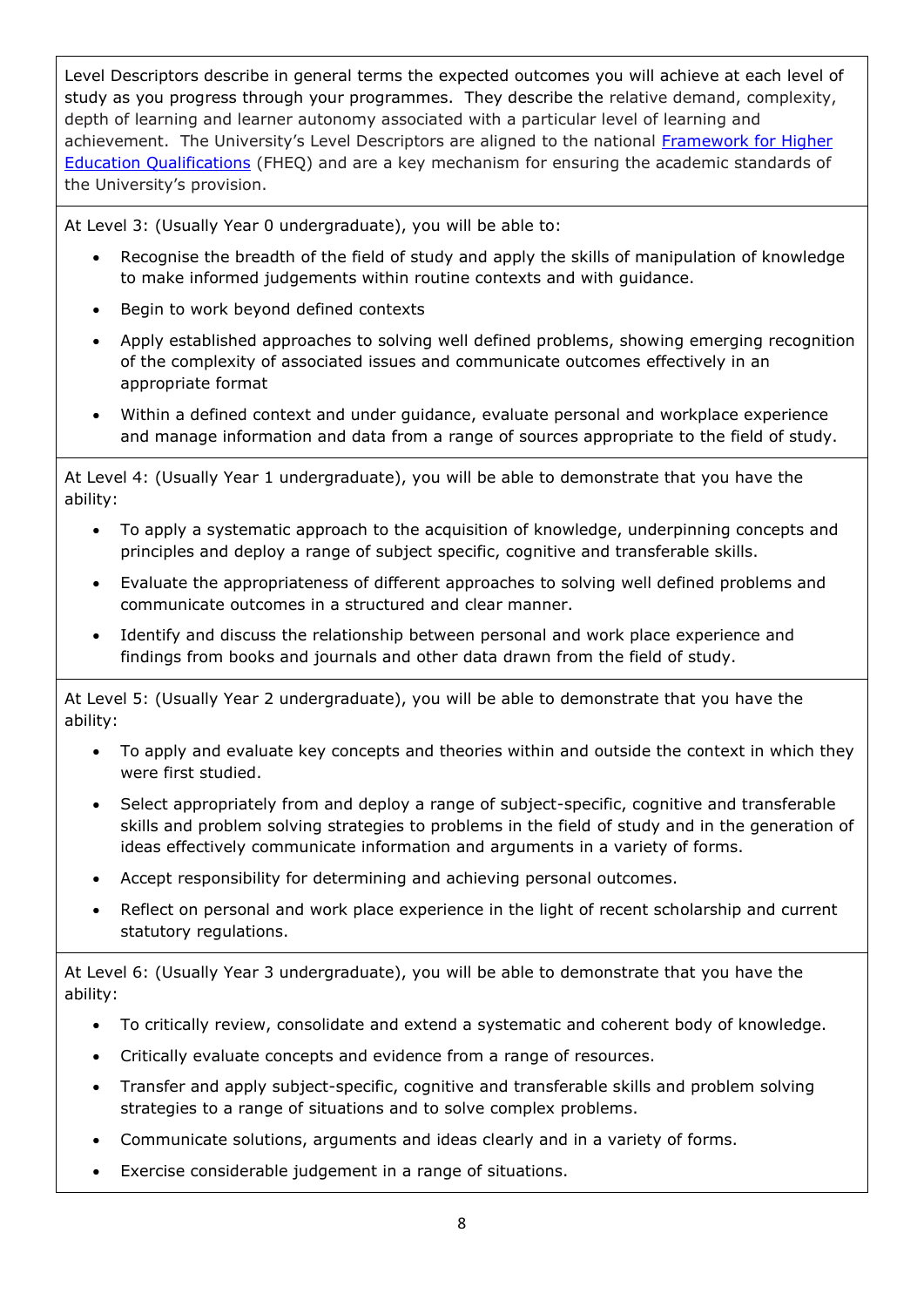Level Descriptors describe in general terms the expected outcomes you will achieve at each level of study as you progress through your programmes. They describe the relative demand, complexity, depth of learning and learner autonomy associated with a particular level of learning and achievement. The University's Level Descriptors are aligned to the national [Framework for Higher Education Qualifications](#) (FHEQ) and are a key mechanism for ensuring the academic standards of the University's provision.

At Level 3: (Usually Year 0 undergraduate), you will be able to:

- Recognise the breadth of the field of study and apply the skills of manipulation of knowledge to make informed judgements within routine contexts and with guidance.
- Begin to work beyond defined contexts
- Apply established approaches to solving well defined problems, showing emerging recognition of the complexity of associated issues and communicate outcomes effectively in an appropriate format
- Within a defined context and under guidance, evaluate personal and workplace experience and manage information and data from a range of sources appropriate to the field of study.

At Level 4: (Usually Year 1 undergraduate), you will be able to demonstrate that you have the ability:

- To apply a systematic approach to the acquisition of knowledge, underpinning concepts and principles and deploy a range of subject specific, cognitive and transferable skills.
- Evaluate the appropriateness of different approaches to solving well defined problems and communicate outcomes in a structured and clear manner.
- Identify and discuss the relationship between personal and work place experience and findings from books and journals and other data drawn from the field of study.

At Level 5: (Usually Year 2 undergraduate), you will be able to demonstrate that you have the ability:

- To apply and evaluate key concepts and theories within and outside the context in which they were first studied.
- Select appropriately from and deploy a range of subject-specific, cognitive and transferable skills and problem solving strategies to problems in the field of study and in the generation of ideas effectively communicate information and arguments in a variety of forms.
- Accept responsibility for determining and achieving personal outcomes.
- Reflect on personal and work place experience in the light of recent scholarship and current statutory regulations.

At Level 6: (Usually Year 3 undergraduate), you will be able to demonstrate that you have the ability:

- To critically review, consolidate and extend a systematic and coherent body of knowledge.
- Critically evaluate concepts and evidence from a range of resources.
- Transfer and apply subject-specific, cognitive and transferable skills and problem solving strategies to a range of situations and to solve complex problems.
- Communicate solutions, arguments and ideas clearly and in a variety of forms.
- Exercise considerable judgement in a range of situations.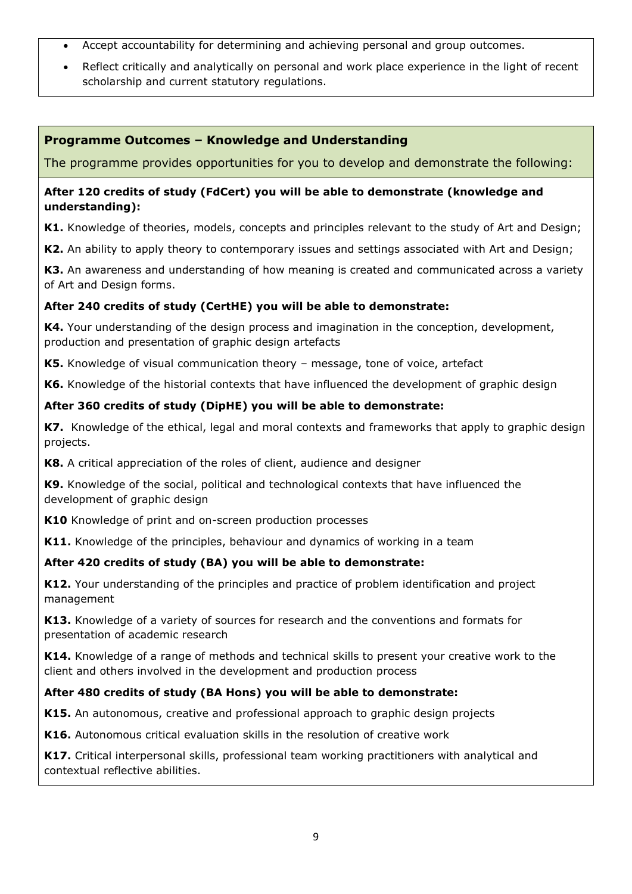- Accept accountability for determining and achieving personal and group outcomes.
- Reflect critically and analytically on personal and work place experience in the light of recent scholarship and current statutory regulations.

## Programme Outcomes – Knowledge and Understanding

The programme provides opportunities for you to develop and demonstrate the following:

**After 120 credits of study (FdCert) you will be able to demonstrate (knowledge and understanding):**

**K1.** Knowledge of theories, models, concepts and principles relevant to the study of Art and Design;

**K2.** An ability to apply theory to contemporary issues and settings associated with Art and Design;

**K3.** An awareness and understanding of how meaning is created and communicated across a variety of Art and Design forms.

**After 240 credits of study (CertHE) you will be able to demonstrate:**

**K4.** Your understanding of the design process and imagination in the conception, development, production and presentation of graphic design artefacts

**K5.** Knowledge of visual communication theory – message, tone of voice, artefact

**K6.** Knowledge of the historial contexts that have influenced the development of graphic design

**After 360 credits of study (DipHE) you will be able to demonstrate:**

**K7.** Knowledge of the ethical, legal and moral contexts and frameworks that apply to graphic design projects.

**K8.** A critical appreciation of the roles of client, audience and designer

**K9.** Knowledge of the social, political and technological contexts that have influenced the development of graphic design

**K10** Knowledge of print and on-screen production processes

**K11.** Knowledge of the principles, behaviour and dynamics of working in a team

**After 420 credits of study (BA) you will be able to demonstrate:**

**K12.** Your understanding of the principles and practice of problem identification and project management

**K13.** Knowledge of a variety of sources for research and the conventions and formats for presentation of academic research

**K14.** Knowledge of a range of methods and technical skills to present your creative work to the client and others involved in the development and production process

**After 480 credits of study (BA Hons) you will be able to demonstrate:**

**K15.** An autonomous, creative and professional approach to graphic design projects

**K16.** Autonomous critical evaluation skills in the resolution of creative work

**K17.** Critical interpersonal skills, professional team working practitioners with analytical and contextual reflective abilities.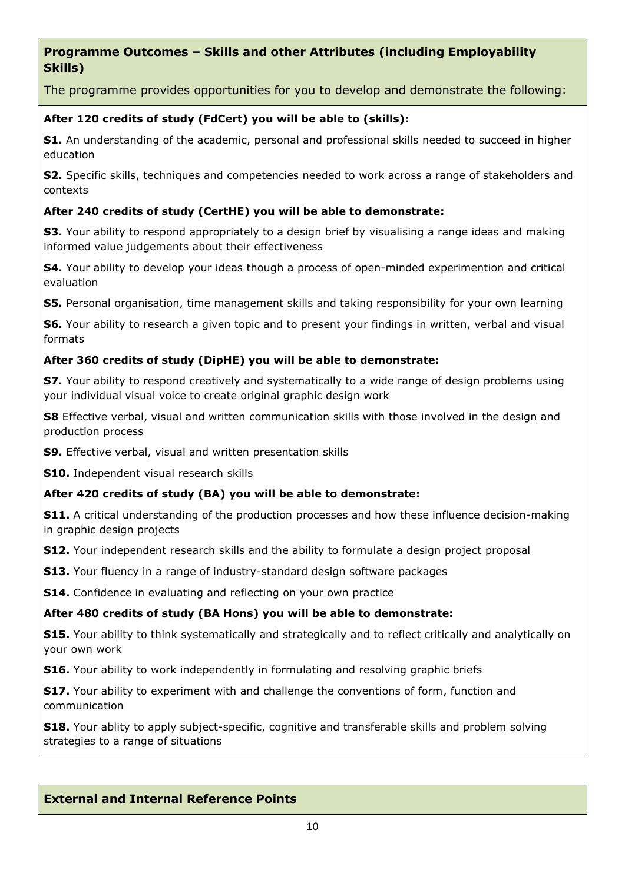## Programme Outcomes – Skills and other Attributes (including Employability Skills)

The programme provides opportunities for you to develop and demonstrate the following:

**After 120 credits of study (FdCert) you will be able to (skills):**

**S1.** An understanding of the academic, personal and professional skills needed to succeed in higher education

**S2.** Specific skills, techniques and competencies needed to work across a range of stakeholders and contexts

**After 240 credits of study (CertHE) you will be able to demonstrate:**

**S3.** Your ability to respond appropriately to a design brief by visualising a range ideas and making informed value judgements about their effectiveness

**S4.** Your ability to develop your ideas though a process of open-minded experimention and critical evaluation

**S5.** Personal organisation, time management skills and taking responsibility for your own learning

**S6.** Your ability to research a given topic and to present your findings in written, verbal and visual formats

**After 360 credits of study (DipHE) you will be able to demonstrate:**

**S7.** Your ability to respond creatively and systematically to a wide range of design problems using your individual visual voice to create original graphic design work

**S8** Effective verbal, visual and written communication skills with those involved in the design and production process

**S9.** Effective verbal, visual and written presentation skills

**S10.** Independent visual research skills

**After 420 credits of study (BA) you will be able to demonstrate:**

**S11.** A critical understanding of the production processes and how these influence decision-making in graphic design projects

**S12.** Your independent research skills and the ability to formulate a design project proposal

**S13.** Your fluency in a range of industry-standard design software packages

**S14.** Confidence in evaluating and reflecting on your own practice

**After 480 credits of study (BA Hons) you will be able to demonstrate:**

**S15.** Your ability to think systematically and strategically and to reflect critically and analytically on your own work

**S16.** Your ability to work independently in formulating and resolving graphic briefs

**S17.** Your ability to experiment with and challenge the conventions of form, function and communication

**S18.** Your ablity to apply subject-specific, cognitive and transferable skills and problem solving strategies to a range of situations

## External and Internal Reference Points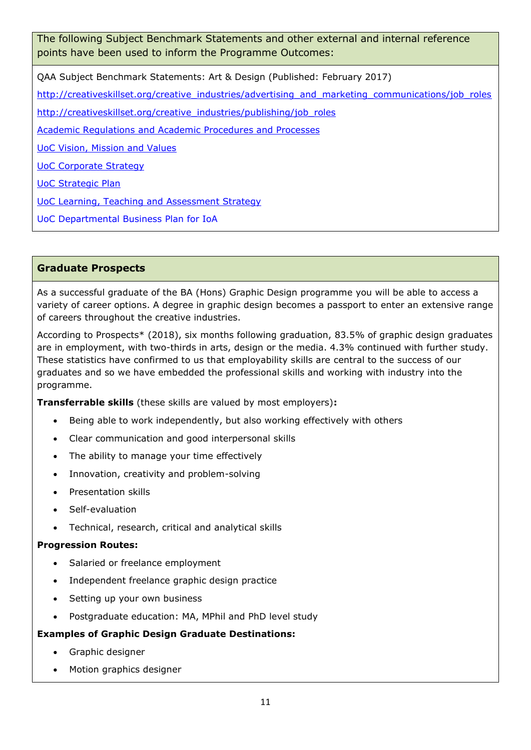The following Subject Benchmark Statements and other external and internal reference points have been used to inform the Programme Outcomes:

QAA Subject Benchmark Statements: Art & Design (Published: February 2017)

http://creativeskillset.org/creative_industries/advertising_and_marketing_communications/job_roles

http://creativeskillset.org/creative_industries/publishing/job_roles

Academic Regulations and Academic Procedures and Processes

UoC Vision, Mission and Values

UoC Corporate Strategy

UoC Strategic Plan

UoC Learning, Teaching and Assessment Strategy

UoC Departmental Business Plan for IoA

## Graduate Prospects

As a successful graduate of the BA (Hons) Graphic Design programme you will be able to access a variety of career options. A degree in graphic design becomes a passport to enter an extensive range of careers throughout the creative industries.

According to Prospects* (2018), six months following graduation, 83.5% of graphic design graduates are in employment, with two-thirds in arts, design or the media. 4.3% continued with further study. These statistics have confirmed to us that employability skills are central to the success of our graduates and so we have embedded the professional skills and working with industry into the programme.

**Transferrable skills** (these skills are valued by most employers)**:**

- Being able to work independently, but also working effectively with others
- Clear communication and good interpersonal skills
- The ability to manage your time effectively
- Innovation, creativity and problem-solving
- Presentation skills
- Self-evaluation
- Technical, research, critical and analytical skills

**Progression Routes:**

- Salaried or freelance employment
- Independent freelance graphic design practice
- Setting up your own business
- Postgraduate education: MA, MPhil and PhD level study

**Examples of Graphic Design Graduate Destinations:**

- Graphic designer
- Motion graphics designer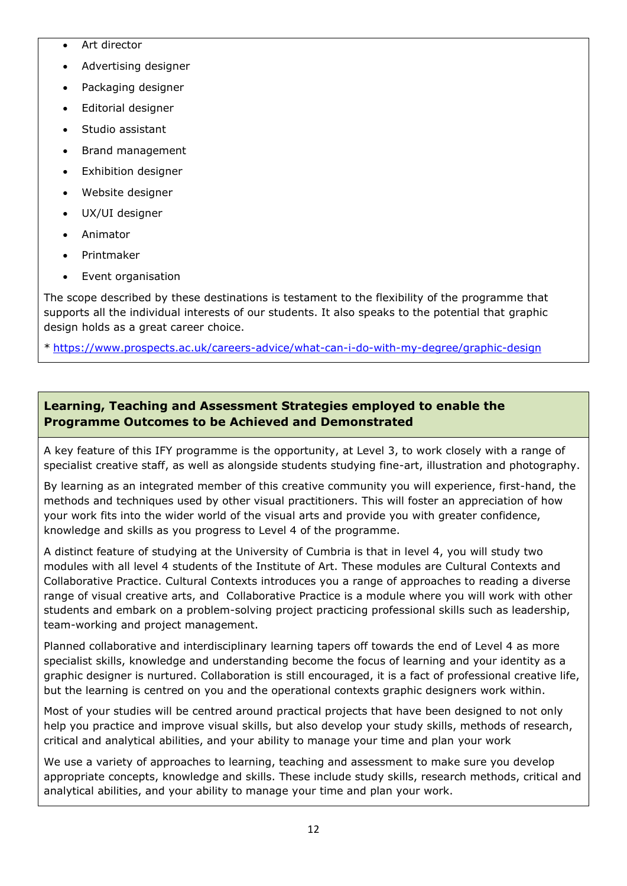- Art director
- Advertising designer
- Packaging designer
- Editorial designer
- Studio assistant
- Brand management
- Exhibition designer
- Website designer
- UX/UI designer
- Animator
- Printmaker
- Event organisation

The scope described by these destinations is testament to the flexibility of the programme that supports all the individual interests of our students. It also speaks to the potential that graphic design holds as a great career choice.

* https://www.prospects.ac.uk/careers-advice/what-can-i-do-with-my-degree/graphic-design

## Learning, Teaching and Assessment Strategies employed to enable the Programme Outcomes to be Achieved and Demonstrated

A key feature of this IFY programme is the opportunity, at Level 3, to work closely with a range of specialist creative staff, as well as alongside students studying fine-art, illustration and photography.

By learning as an integrated member of this creative community you will experience, first-hand, the methods and techniques used by other visual practitioners. This will foster an appreciation of how your work fits into the wider world of the visual arts and provide you with greater confidence, knowledge and skills as you progress to Level 4 of the programme.

A distinct feature of studying at the University of Cumbria is that in level 4, you will study two modules with all level 4 students of the Institute of Art. These modules are Cultural Contexts and Collaborative Practice. Cultural Contexts introduces you a range of approaches to reading a diverse range of visual creative arts, and Collaborative Practice is a module where you will work with other students and embark on a problem-solving project practicing professional skills such as leadership, team-working and project management.

Planned collaborative and interdisciplinary learning tapers off towards the end of Level 4 as more specialist skills, knowledge and understanding become the focus of learning and your identity as a graphic designer is nurtured. Collaboration is still encouraged, it is a fact of professional creative life, but the learning is centred on you and the operational contexts graphic designers work within.

Most of your studies will be centred around practical projects that have been designed to not only help you practice and improve visual skills, but also develop your study skills, methods of research, critical and analytical abilities, and your ability to manage your time and plan your work

We use a variety of approaches to learning, teaching and assessment to make sure you develop appropriate concepts, knowledge and skills. These include study skills, research methods, critical and analytical abilities, and your ability to manage your time and plan your work.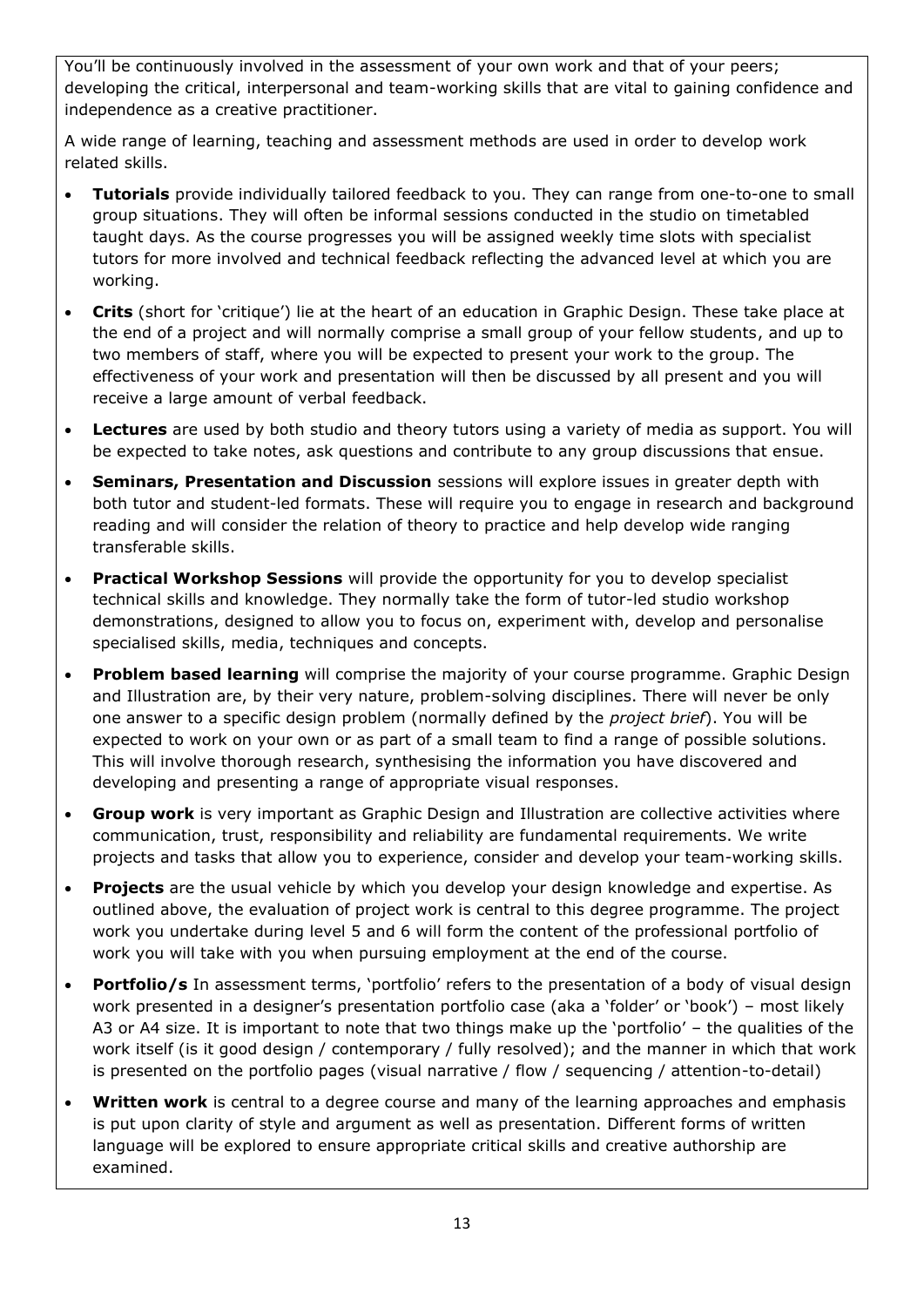You'll be continuously involved in the assessment of your own work and that of your peers; developing the critical, interpersonal and team-working skills that are vital to gaining confidence and independence as a creative practitioner.

A wide range of learning, teaching and assessment methods are used in order to develop work related skills.

- **Tutorials** provide individually tailored feedback to you. They can range from one-to-one to small group situations. They will often be informal sessions conducted in the studio on timetabled taught days. As the course progresses you will be assigned weekly time slots with specialist tutors for more involved and technical feedback reflecting the advanced level at which you are working.
- **Crits** (short for 'critique') lie at the heart of an education in Graphic Design. These take place at the end of a project and will normally comprise a small group of your fellow students, and up to two members of staff, where you will be expected to present your work to the group. The effectiveness of your work and presentation will then be discussed by all present and you will receive a large amount of verbal feedback.
- **Lectures** are used by both studio and theory tutors using a variety of media as support. You will be expected to take notes, ask questions and contribute to any group discussions that ensue.
- **Seminars, Presentation and Discussion** sessions will explore issues in greater depth with both tutor and student-led formats. These will require you to engage in research and background reading and will consider the relation of theory to practice and help develop wide ranging transferable skills.
- **Practical Workshop Sessions** will provide the opportunity for you to develop specialist technical skills and knowledge. They normally take the form of tutor-led studio workshop demonstrations, designed to allow you to focus on, experiment with, develop and personalise specialised skills, media, techniques and concepts.
- **Problem based learning** will comprise the majority of your course programme. Graphic Design and Illustration are, by their very nature, problem-solving disciplines. There will never be only one answer to a specific design problem (normally defined by the *project brief*). You will be expected to work on your own or as part of a small team to find a range of possible solutions. This will involve thorough research, synthesising the information you have discovered and developing and presenting a range of appropriate visual responses.
- **Group work** is very important as Graphic Design and Illustration are collective activities where communication, trust, responsibility and reliability are fundamental requirements. We write projects and tasks that allow you to experience, consider and develop your team-working skills.
- **Projects** are the usual vehicle by which you develop your design knowledge and expertise. As outlined above, the evaluation of project work is central to this degree programme. The project work you undertake during level 5 and 6 will form the content of the professional portfolio of work you will take with you when pursuing employment at the end of the course.
- **Portfolio/s** In assessment terms, 'portfolio' refers to the presentation of a body of visual design work presented in a designer's presentation portfolio case (aka a 'folder' or 'book') – most likely A3 or A4 size. It is important to note that two things make up the 'portfolio' – the qualities of the work itself (is it good design / contemporary / fully resolved); and the manner in which that work is presented on the portfolio pages (visual narrative / flow / sequencing / attention-to-detail)
- **Written work** is central to a degree course and many of the learning approaches and emphasis is put upon clarity of style and argument as well as presentation. Different forms of written language will be explored to ensure appropriate critical skills and creative authorship are examined.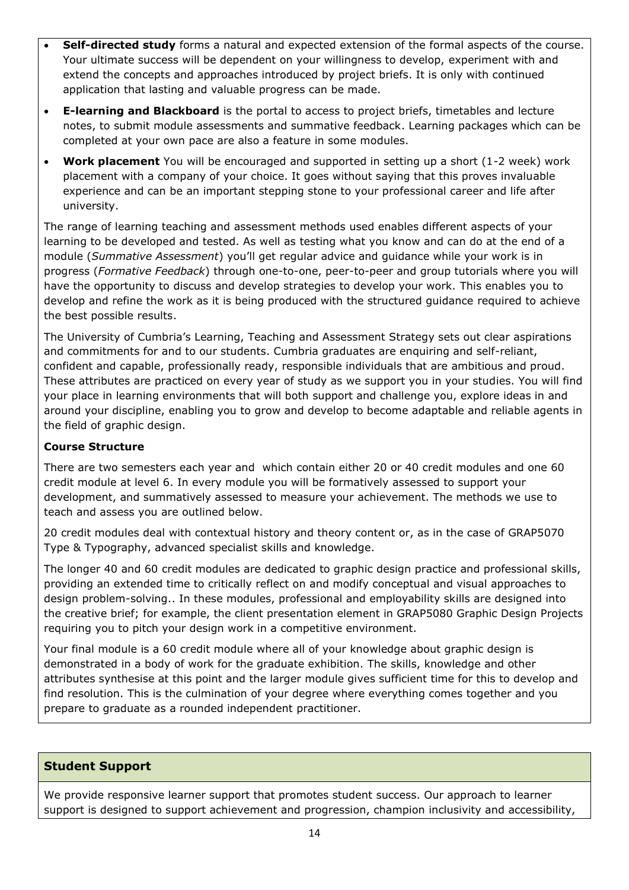- **Self-directed study** forms a natural and expected extension of the formal aspects of the course. Your ultimate success will be dependent on your willingness to develop, experiment with and extend the concepts and approaches introduced by project briefs. It is only with continued application that lasting and valuable progress can be made.
- **E-learning and Blackboard** is the portal to access to project briefs, timetables and lecture notes, to submit module assessments and summative feedback. Learning packages which can be completed at your own pace are also a feature in some modules.
- **Work placement** You will be encouraged and supported in setting up a short (1-2 week) work placement with a company of your choice. It goes without saying that this proves invaluable experience and can be an important stepping stone to your professional career and life after university.

The range of learning teaching and assessment methods used enables different aspects of your learning to be developed and tested. As well as testing what you know and can do at the end of a module (*Summative Assessment*) you'll get regular advice and guidance while your work is in progress (*Formative Feedback*) through one-to-one, peer-to-peer and group tutorials where you will have the opportunity to discuss and develop strategies to develop your work. This enables you to develop and refine the work as it is being produced with the structured guidance required to achieve the best possible results.

The University of Cumbria's Learning, Teaching and Assessment Strategy sets out clear aspirations and commitments for and to our students. Cumbria graduates are enquiring and self-reliant, confident and capable, professionally ready, responsible individuals that are ambitious and proud. These attributes are practiced on every year of study as we support you in your studies. You will find your place in learning environments that will both support and challenge you, explore ideas in and around your discipline, enabling you to grow and develop to become adaptable and reliable agents in the field of graphic design.

**Course Structure**

There are two semesters each year and which contain either 20 or 40 credit modules and one 60 credit module at level 6. In every module you will be formatively assessed to support your development, and summatively assessed to measure your achievement. The methods we use to teach and assess you are outlined below.

20 credit modules deal with contextual history and theory content or, as in the case of GRAP5070 Type & Typography, advanced specialist skills and knowledge.

The longer 40 and 60 credit modules are dedicated to graphic design practice and professional skills, providing an extended time to critically reflect on and modify conceptual and visual approaches to design problem-solving.. In these modules, professional and employability skills are designed into the creative brief; for example, the client presentation element in GRAP5080 Graphic Design Projects requiring you to pitch your design work in a competitive environment.

Your final module is a 60 credit module where all of your knowledge about graphic design is demonstrated in a body of work for the graduate exhibition. The skills, knowledge and other attributes synthesise at this point and the larger module gives sufficient time for this to develop and find resolution. This is the culmination of your degree where everything comes together and you prepare to graduate as a rounded independent practitioner.

## Student Support

We provide responsive learner support that promotes student success. Our approach to learner support is designed to support achievement and progression, champion inclusivity and accessibility,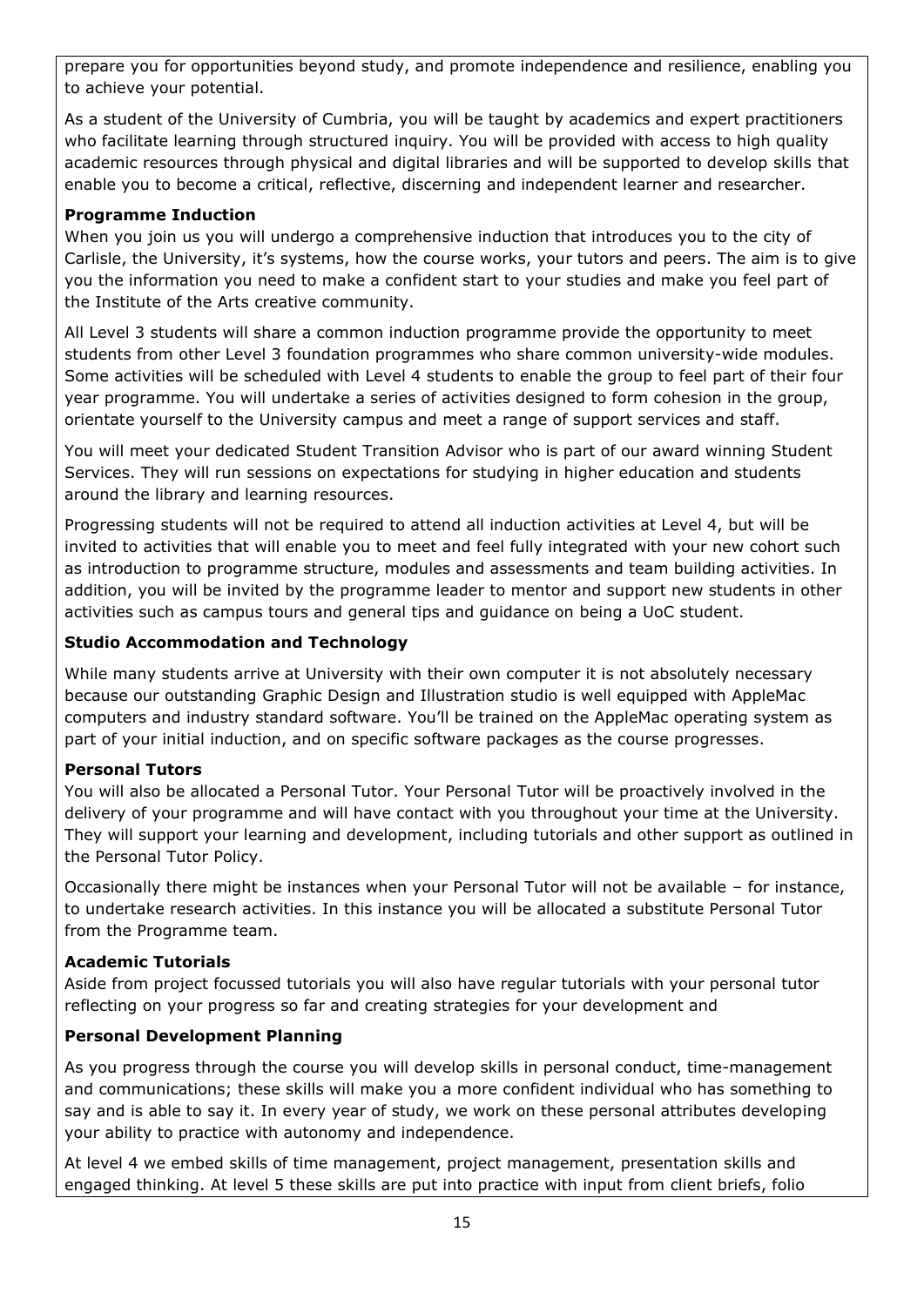prepare you for opportunities beyond study, and promote independence and resilience, enabling you to achieve your potential.

As a student of the University of Cumbria, you will be taught by academics and expert practitioners who facilitate learning through structured inquiry. You will be provided with access to high quality academic resources through physical and digital libraries and will be supported to develop skills that enable you to become a critical, reflective, discerning and independent learner and researcher.

**Programme Induction**

When you join us you will undergo a comprehensive induction that introduces you to the city of Carlisle, the University, it's systems, how the course works, your tutors and peers. The aim is to give you the information you need to make a confident start to your studies and make you feel part of the Institute of the Arts creative community.

All Level 3 students will share a common induction programme provide the opportunity to meet students from other Level 3 foundation programmes who share common university-wide modules. Some activities will be scheduled with Level 4 students to enable the group to feel part of their four year programme. You will undertake a series of activities designed to form cohesion in the group, orientate yourself to the University campus and meet a range of support services and staff.

You will meet your dedicated Student Transition Advisor who is part of our award winning Student Services. They will run sessions on expectations for studying in higher education and students around the library and learning resources.

Progressing students will not be required to attend all induction activities at Level 4, but will be invited to activities that will enable you to meet and feel fully integrated with your new cohort such as introduction to programme structure, modules and assessments and team building activities. In addition, you will be invited by the programme leader to mentor and support new students in other activities such as campus tours and general tips and guidance on being a UoC student.

**Studio Accommodation and Technology**

While many students arrive at University with their own computer it is not absolutely necessary because our outstanding Graphic Design and Illustration studio is well equipped with AppleMac computers and industry standard software. You'll be trained on the AppleMac operating system as part of your initial induction, and on specific software packages as the course progresses.

**Personal Tutors**

You will also be allocated a Personal Tutor. Your Personal Tutor will be proactively involved in the delivery of your programme and will have contact with you throughout your time at the University. They will support your learning and development, including tutorials and other support as outlined in the Personal Tutor Policy.

Occasionally there might be instances when your Personal Tutor will not be available – for instance, to undertake research activities. In this instance you will be allocated a substitute Personal Tutor from the Programme team.

**Academic Tutorials**

Aside from project focussed tutorials you will also have regular tutorials with your personal tutor reflecting on your progress so far and creating strategies for your development and

**Personal Development Planning**

As you progress through the course you will develop skills in personal conduct, time-management and communications; these skills will make you a more confident individual who has something to say and is able to say it. In every year of study, we work on these personal attributes developing your ability to practice with autonomy and independence.

At level 4 we embed skills of time management, project management, presentation skills and engaged thinking. At level 5 these skills are put into practice with input from client briefs, folio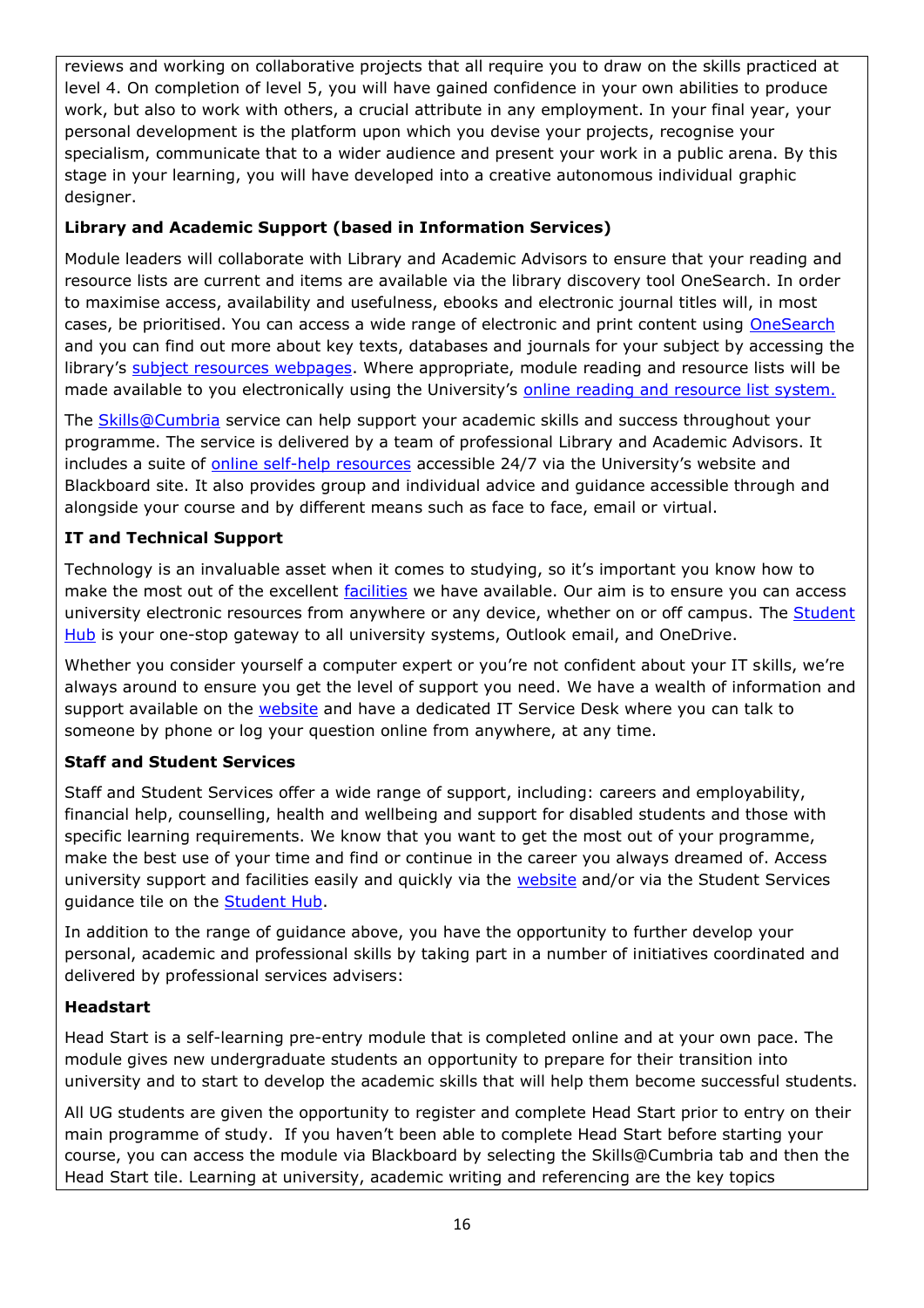reviews and working on collaborative projects that all require you to draw on the skills practiced at level 4. On completion of level 5, you will have gained confidence in your own abilities to produce work, but also to work with others, a crucial attribute in any employment. In your final year, your personal development is the platform upon which you devise your projects, recognise your specialism, communicate that to a wider audience and present your work in a public arena. By this stage in your learning, you will have developed into a creative autonomous individual graphic designer.

**Library and Academic Support (based in Information Services)**

Module leaders will collaborate with Library and Academic Advisors to ensure that your reading and resource lists are current and items are available via the library discovery tool OneSearch. In order to maximise access, availability and usefulness, ebooks and electronic journal titles will, in most cases, be prioritised. You can access a wide range of electronic and print content using OneSearch and you can find out more about key texts, databases and journals for your subject by accessing the library's subject resources webpages. Where appropriate, module reading and resource lists will be made available to you electronically using the University's online reading and resource list system.

The Skills@Cumbria service can help support your academic skills and success throughout your programme. The service is delivered by a team of professional Library and Academic Advisors. It includes a suite of online self-help resources accessible 24/7 via the University's website and Blackboard site. It also provides group and individual advice and guidance accessible through and alongside your course and by different means such as face to face, email or virtual.

**IT and Technical Support**

Technology is an invaluable asset when it comes to studying, so it's important you know how to make the most out of the excellent facilities we have available. Our aim is to ensure you can access university electronic resources from anywhere or any device, whether on or off campus. The Student Hub is your one-stop gateway to all university systems, Outlook email, and OneDrive.

Whether you consider yourself a computer expert or you're not confident about your IT skills, we're always around to ensure you get the level of support you need. We have a wealth of information and support available on the website and have a dedicated IT Service Desk where you can talk to someone by phone or log your question online from anywhere, at any time.

**Staff and Student Services**

Staff and Student Services offer a wide range of support, including: careers and employability, financial help, counselling, health and wellbeing and support for disabled students and those with specific learning requirements. We know that you want to get the most out of your programme, make the best use of your time and find or continue in the career you always dreamed of. Access university support and facilities easily and quickly via the website and/or via the Student Services guidance tile on the Student Hub.

In addition to the range of guidance above, you have the opportunity to further develop your personal, academic and professional skills by taking part in a number of initiatives coordinated and delivered by professional services advisers:

**Headstart**

Head Start is a self-learning pre-entry module that is completed online and at your own pace. The module gives new undergraduate students an opportunity to prepare for their transition into university and to start to develop the academic skills that will help them become successful students.

All UG students are given the opportunity to register and complete Head Start prior to entry on their main programme of study. If you haven't been able to complete Head Start before starting your course, you can access the module via Blackboard by selecting the Skills@Cumbria tab and then the Head Start tile. Learning at university, academic writing and referencing are the key topics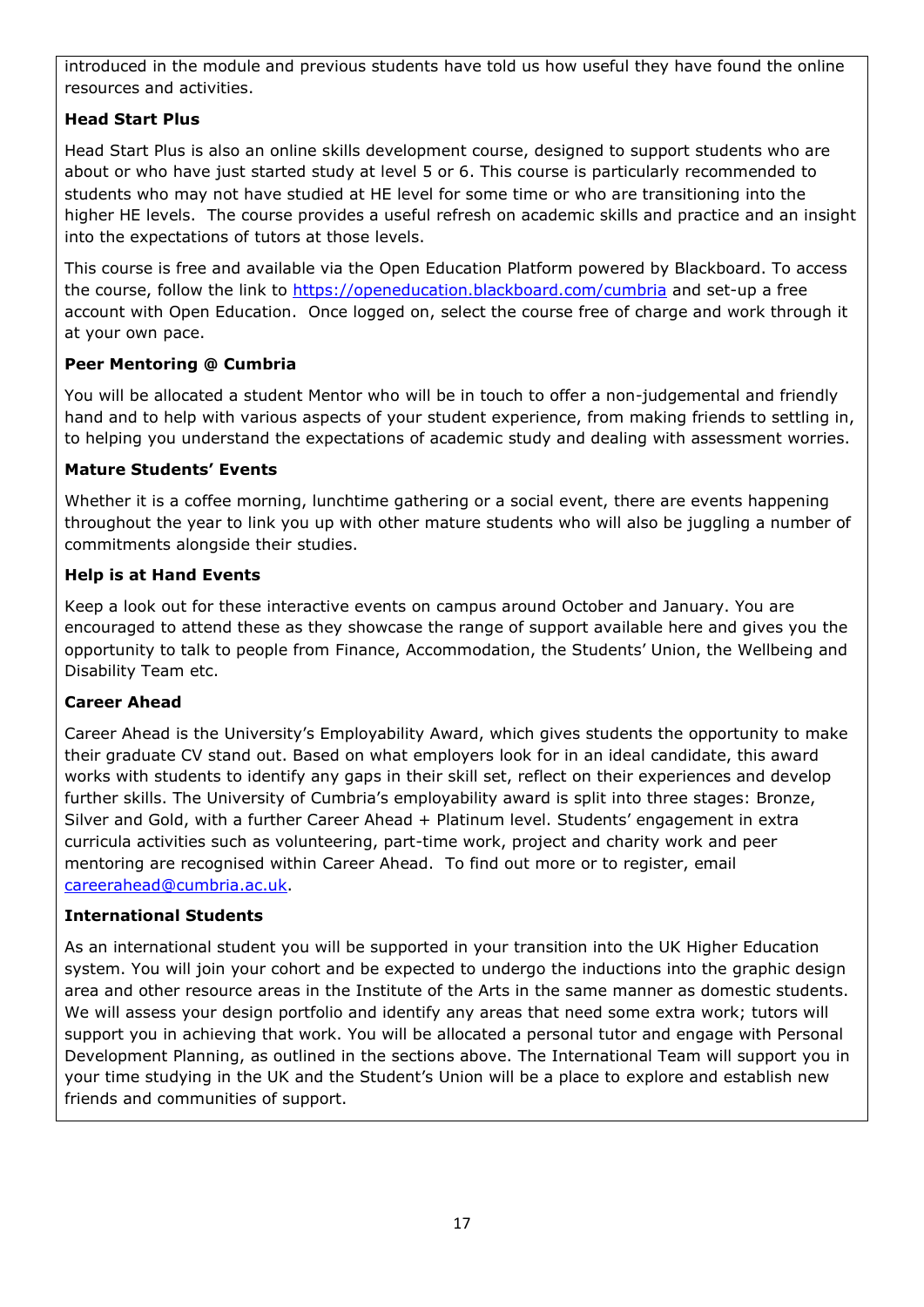introduced in the module and previous students have told us how useful they have found the online resources and activities.

**Head Start Plus**

Head Start Plus is also an online skills development course, designed to support students who are about or who have just started study at level 5 or 6. This course is particularly recommended to students who may not have studied at HE level for some time or who are transitioning into the higher HE levels. The course provides a useful refresh on academic skills and practice and an insight into the expectations of tutors at those levels.

This course is free and available via the Open Education Platform powered by Blackboard. To access the course, follow the link to [https://openeducation.blackboard.com/cumbria](https://openeducation.blackboard.com/cumbria) and set-up a free account with Open Education. Once logged on, select the course free of charge and work through it at your own pace.

**Peer Mentoring @ Cumbria**

You will be allocated a student Mentor who will be in touch to offer a non-judgemental and friendly hand and to help with various aspects of your student experience, from making friends to settling in, to helping you understand the expectations of academic study and dealing with assessment worries.

**Mature Students' Events**

Whether it is a coffee morning, lunchtime gathering or a social event, there are events happening throughout the year to link you up with other mature students who will also be juggling a number of commitments alongside their studies.

**Help is at Hand Events**

Keep a look out for these interactive events on campus around October and January. You are encouraged to attend these as they showcase the range of support available here and gives you the opportunity to talk to people from Finance, Accommodation, the Students' Union, the Wellbeing and Disability Team etc.

**Career Ahead**

Career Ahead is the University's Employability Award, which gives students the opportunity to make their graduate CV stand out. Based on what employers look for in an ideal candidate, this award works with students to identify any gaps in their skill set, reflect on their experiences and develop further skills. The University of Cumbria's employability award is split into three stages: Bronze, Silver and Gold, with a further Career Ahead + Platinum level. Students' engagement in extra curricula activities such as volunteering, part-time work, project and charity work and peer mentoring are recognised within Career Ahead. To find out more or to register, email [careerahead@cumbria.ac.uk](mailto:careerahead@cumbria.ac.uk).

**International Students**

As an international student you will be supported in your transition into the UK Higher Education system. You will join your cohort and be expected to undergo the inductions into the graphic design area and other resource areas in the Institute of the Arts in the same manner as domestic students. We will assess your design portfolio and identify any areas that need some extra work; tutors will support you in achieving that work. You will be allocated a personal tutor and engage with Personal Development Planning, as outlined in the sections above. The International Team will support you in your time studying in the UK and the Student's Union will be a place to explore and establish new friends and communities of support.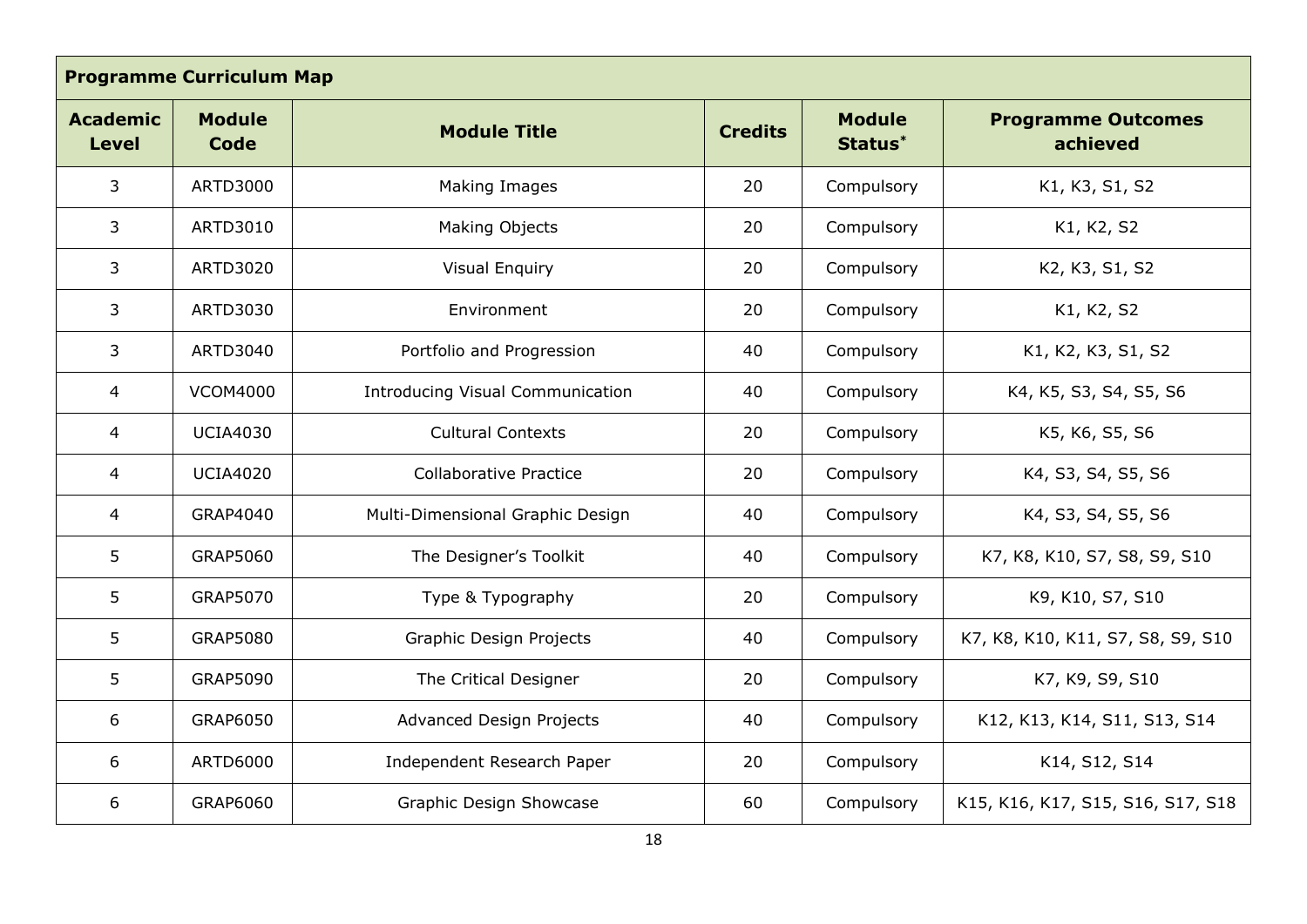| **Programme Curriculum Map** | | | | | |
|---|---|---|---|---|---|
| **Academic Level** | **Module Code** | **Module Title** | **Credits** | **Module Status*** | **Programme Outcomes achieved** |
| 3 | ARTD3000 | Making Images | 20 | Compulsory | K1, K3, S1, S2 |
| 3 | ARTD3010 | Making Objects | 20 | Compulsory | K1, K2, S2 |
| 3 | ARTD3020 | Visual Enquiry | 20 | Compulsory | K2, K3, S1, S2 |
| 3 | ARTD3030 | Environment | 20 | Compulsory | K1, K2, S2 |
| 3 | ARTD3040 | Portfolio and Progression | 40 | Compulsory | K1, K2, K3, S1, S2 |
| 4 | VCOM4000 | Introducing Visual Communication | 40 | Compulsory | K4, K5, S3, S4, S5, S6 |
| 4 | UCIA4030 | Cultural Contexts | 20 | Compulsory | K5, K6, S5, S6 |
| 4 | UCIA4020 | Collaborative Practice | 20 | Compulsory | K4, S3, S4, S5, S6 |
| 4 | GRAP4040 | Multi-Dimensional Graphic Design | 40 | Compulsory | K4, S3, S4, S5, S6 |
| 5 | GRAP5060 | The Designer's Toolkit | 40 | Compulsory | K7, K8, K10, S7, S8, S9, S10 |
| 5 | GRAP5070 | Type & Typography | 20 | Compulsory | K9, K10, S7, S10 |
| 5 | GRAP5080 | Graphic Design Projects | 40 | Compulsory | K7, K8, K10, K11, S7, S8, S9, S10 |
| 5 | GRAP5090 | The Critical Designer | 20 | Compulsory | K7, K9, S9, S10 |
| 6 | GRAP6050 | Advanced Design Projects | 40 | Compulsory | K12, K13, K14, S11, S13, S14 |
| 6 | ARTD6000 | Independent Research Paper | 20 | Compulsory | K14, S12, S14 |
| 6 | GRAP6060 | Graphic Design Showcase | 60 | Compulsory | K15, K16, K17, S15, S16, S17, S18 |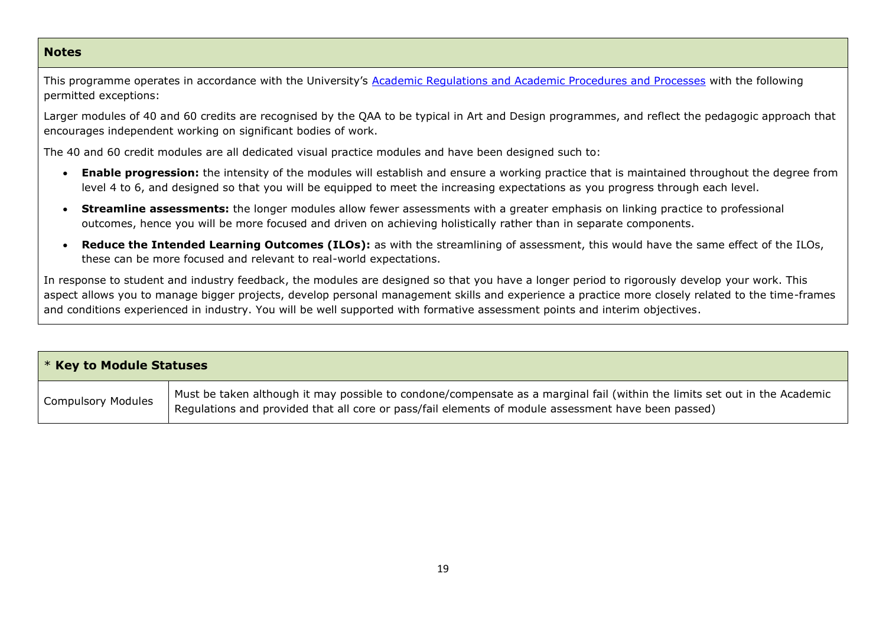## Notes

This programme operates in accordance with the University's [Academic Regulations and Academic Procedures and Processes] with the following permitted exceptions:

Larger modules of 40 and 60 credits are recognised by the QAA to be typical in Art and Design programmes, and reflect the pedagogic approach that encourages independent working on significant bodies of work.

The 40 and 60 credit modules are all dedicated visual practice modules and have been designed such to:

- **Enable progression:** the intensity of the modules will establish and ensure a working practice that is maintained throughout the degree from level 4 to 6, and designed so that you will be equipped to meet the increasing expectations as you progress through each level.
- **Streamline assessments:** the longer modules allow fewer assessments with a greater emphasis on linking practice to professional outcomes, hence you will be more focused and driven on achieving holistically rather than in separate components.
- **Reduce the Intended Learning Outcomes (ILOs):** as with the streamlining of assessment, this would have the same effect of the ILOs, these can be more focused and relevant to real-world expectations.

In response to student and industry feedback, the modules are designed so that you have a longer period to rigorously develop your work. This aspect allows you to manage bigger projects, develop personal management skills and experience a practice more closely related to the time-frames and conditions experienced in industry. You will be well supported with formative assessment points and interim objectives.

| * **Key to Module Statuses** | |
|---|---|
| Compulsory Modules | Must be taken although it may possible to condone/compensate as a marginal fail (within the limits set out in the Academic Regulations and provided that all core or pass/fail elements of module assessment have been passed) |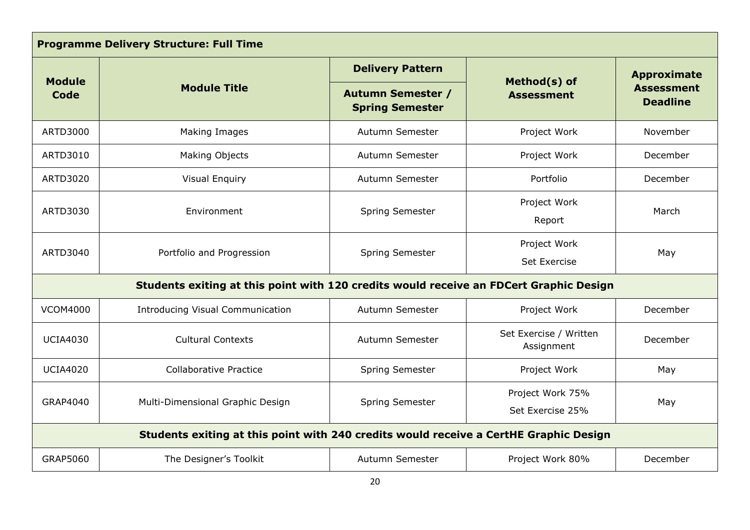| Programme Delivery Structure: Full Time | | | | |
|---|---|---|---|---|
| **Module Code** | **Module Title** | **Delivery Pattern** | **Method(s) of Assessment** | **Approximate Assessment Deadline** |
| | | **Autumn Semester / Spring Semester** | | |
| ARTD3000 | Making Images | Autumn Semester | Project Work | November |
| ARTD3010 | Making Objects | Autumn Semester | Project Work | December |
| ARTD3020 | Visual Enquiry | Autumn Semester | Portfolio | December |
| ARTD3030 | Environment | Spring Semester | Project Work<br>Report | March |
| ARTD3040 | Portfolio and Progression | Spring Semester | Project Work<br>Set Exercise | May |
| **Students exiting at this point with 120 credits would receive an FDCert Graphic Design** | | | | |
| VCOM4000 | Introducing Visual Communication | Autumn Semester | Project Work | December |
| UCIA4030 | Cultural Contexts | Autumn Semester | Set Exercise / Written Assignment | December |
| UCIA4020 | Collaborative Practice | Spring Semester | Project Work | May |
| GRAP4040 | Multi-Dimensional Graphic Design | Spring Semester | Project Work 75%<br>Set Exercise 25% | May |
| **Students exiting at this point with 240 credits would receive a CertHE Graphic Design** | | | | |
| GRAP5060 | The Designer's Toolkit | Autumn Semester | Project Work 80% | December |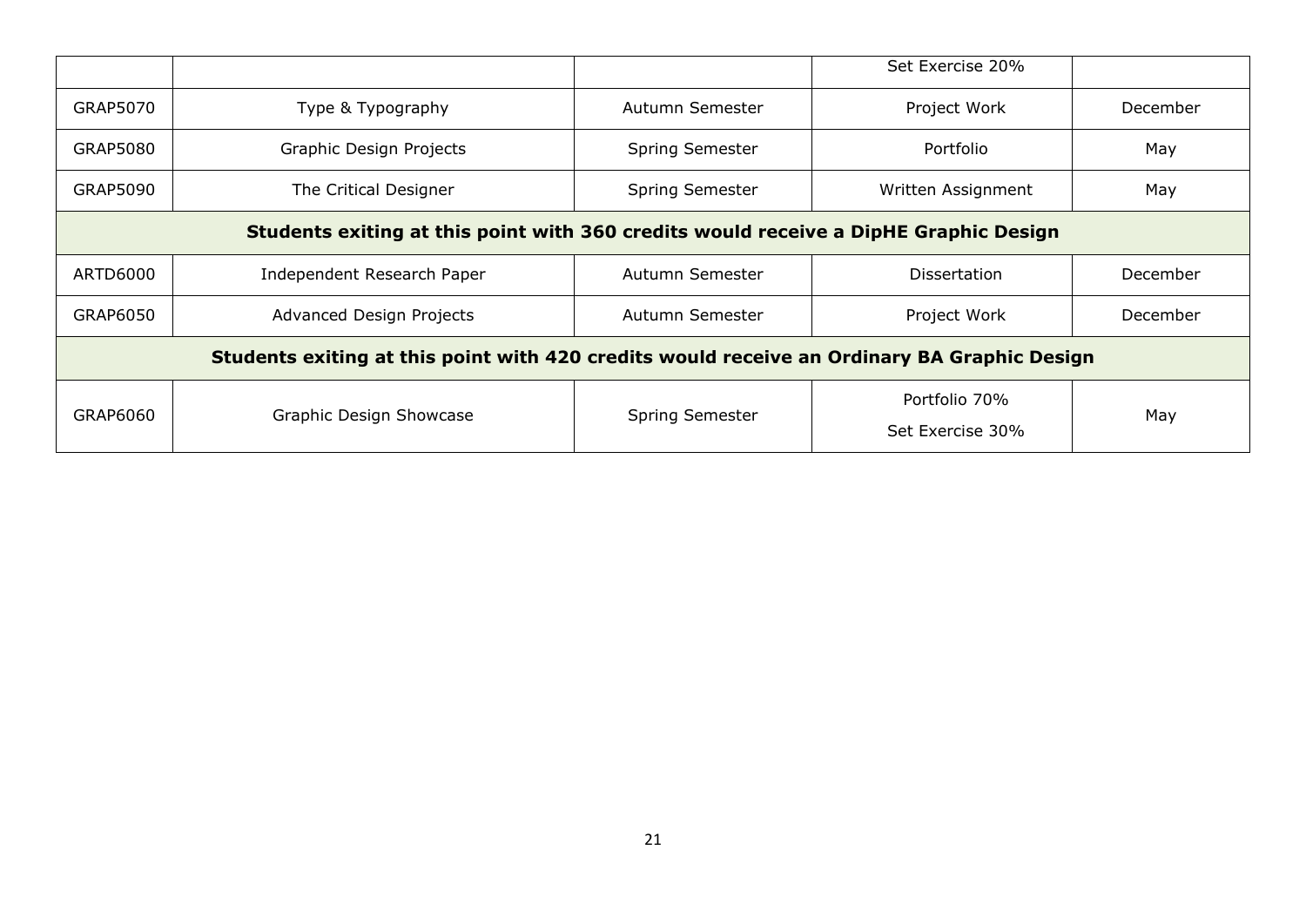| | | | | |
|---|---|---|---|---|
| | | | Set Exercise 20% | |
| GRAP5070 | Type & Typography | Autumn Semester | Project Work | December |
| GRAP5080 | Graphic Design Projects | Spring Semester | Portfolio | May |
| GRAP5090 | The Critical Designer | Spring Semester | Written Assignment | May |
| **Students exiting at this point with 360 credits would receive a DipHE Graphic Design** | | | | |
| ARTD6000 | Independent Research Paper | Autumn Semester | Dissertation | December |
| GRAP6050 | Advanced Design Projects | Autumn Semester | Project Work | December |
| **Students exiting at this point with 420 credits would receive an Ordinary BA Graphic Design** | | | | |
| GRAP6060 | Graphic Design Showcase | Spring Semester | Portfolio 70%<br>Set Exercise 30% | May |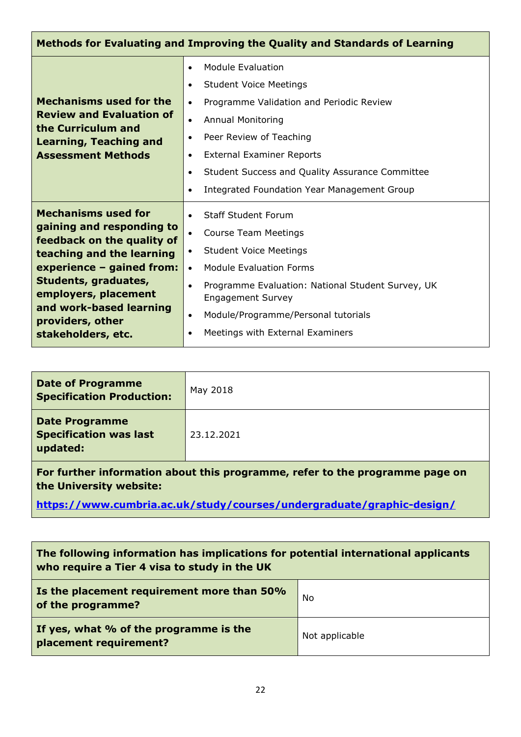| Methods for Evaluating and Improving the Quality and Standards of Learning | |
|---|---|
| **Mechanisms used for the Review and Evaluation of the Curriculum and Learning, Teaching and Assessment Methods** | • Module Evaluation<br>• Student Voice Meetings<br>• Programme Validation and Periodic Review<br>• Annual Monitoring<br>• Peer Review of Teaching<br>• External Examiner Reports<br>• Student Success and Quality Assurance Committee<br>• Integrated Foundation Year Management Group |
| **Mechanisms used for gaining and responding to feedback on the quality of teaching and the learning experience – gained from: Students, graduates, employers, placement and work-based learning providers, other stakeholders, etc.** | • Staff Student Forum<br>• Course Team Meetings<br>• Student Voice Meetings<br>• Module Evaluation Forms<br>• Programme Evaluation: National Student Survey, UK Engagement Survey<br>• Module/Programme/Personal tutorials<br>• Meetings with External Examiners |

| **Date of Programme Specification Production:** | May 2018 |
|---|---|
| **Date Programme Specification was last updated:** | 23.12.2021 |

**For further information about this programme, refer to the programme page on the University website:**

**https://www.cumbria.ac.uk/study/courses/undergraduate/graphic-design/**

| The following information has implications for potential international applicants who require a Tier 4 visa to study in the UK | |
|---|---|
| **Is the placement requirement more than 50% of the programme?** | No |
| **If yes, what % of the programme is the placement requirement?** | Not applicable |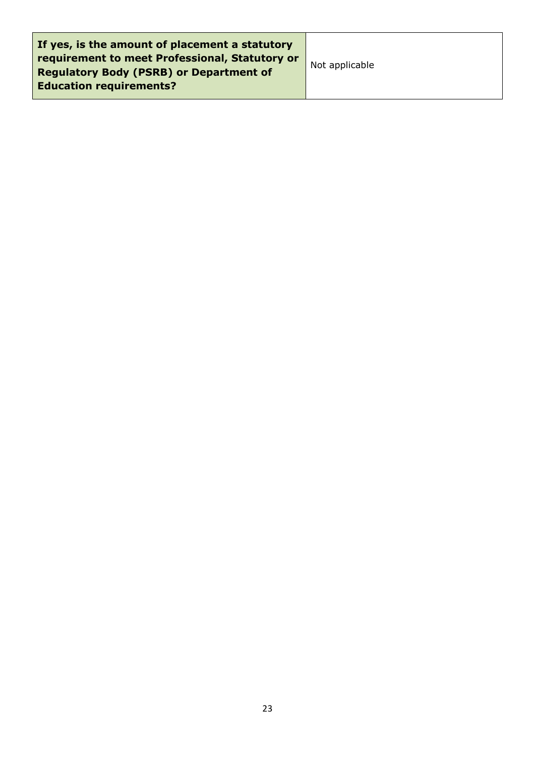| | |
|---|---|
| **If yes, is the amount of placement a statutory requirement to meet Professional, Statutory or Regulatory Body (PSRB) or Department of Education requirements?** | Not applicable |